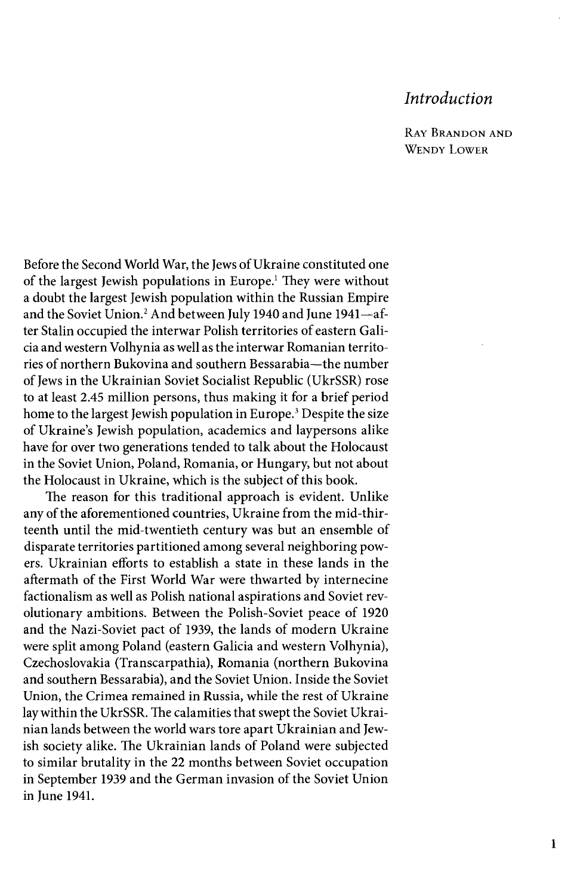# *Introduction*

Ray Brandon and Wendy Lower

Before the Second World War, the Jews of Ukraine constituted one of the largest Jewish populations in Europe.[1] They were without a doubt the largest Jewish population within the Russian Empire and the Soviet Union.[2] And between July 1940 and June 1941—after Stalin occupied the interwar Polish territories of eastern Galicia and western Volhynia as well as the interwar Romanian territories of northern Bukovina and southern Bessarabia—the number of Jews in the Ukrainian Soviet Socialist Republic (UkrSSR) rose to at least 2.45 million persons, thus making it for a brief period home to the largest Jewish population in Europe.[3] Despite the size of Ukraine's Jewish population, academics and laypersons alike have for over two generations tended to talk about the Holocaust in the Soviet Union, Poland, Romania, or Hungary, but not about the Holocaust in Ukraine, which is the subject of this book.

The reason for this traditional approach is evident. Unlike any of the aforementioned countries, Ukraine from the mid-thirteenth until the mid-twentieth century was but an ensemble of disparate territories partitioned among several neighboring powers. Ukrainian efforts to establish a state in these lands in the aftermath of the First World War were thwarted by internecine factionalism as well as Polish national aspirations and Soviet revolutionary ambitions. Between the Polish-Soviet peace of 1920 and the Nazi-Soviet pact of 1939, the lands of modern Ukraine were split among Poland (eastern Galicia and western Volhynia), Czechoslovakia (Transcarpathia), Romania (northern Bukovina and southern Bessarabia), and the Soviet Union. Inside the Soviet Union, the Crimea remained in Russia, while the rest of Ukraine lay within the UkrSSR. The calamities that swept the Soviet Ukrainian lands between the world wars tore apart Ukrainian and Jewish society alike. The Ukrainian lands of Poland were subjected to similar brutality in the 22 months between Soviet occupation in September 1939 and the German invasion of the Soviet Union in June 1941.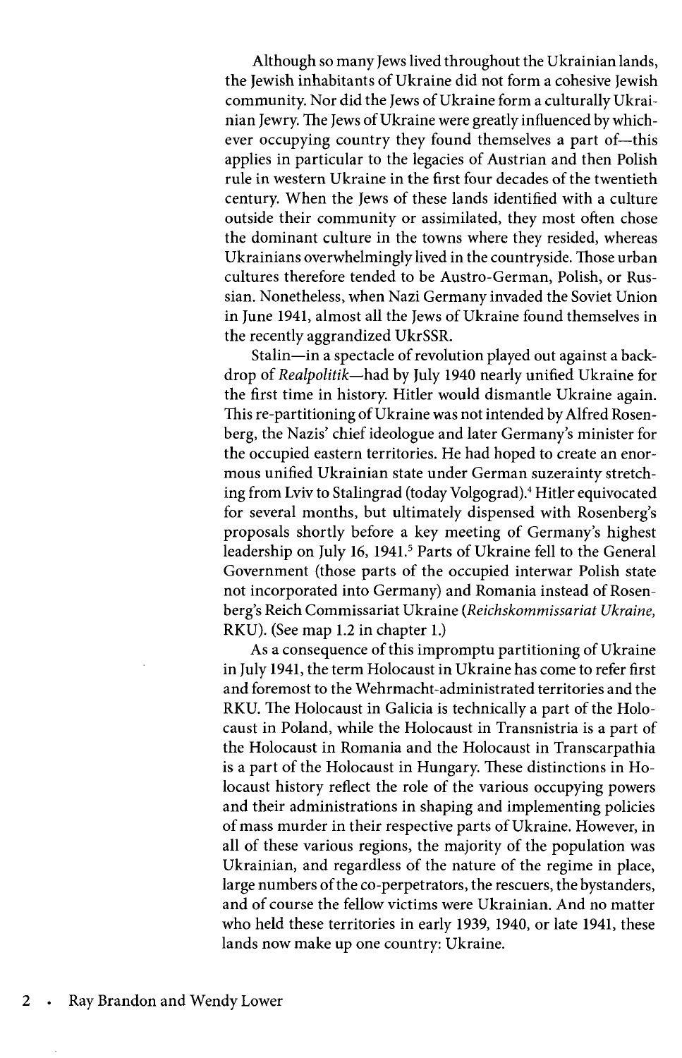Although so many Jews lived throughout the Ukrainian lands, the Jewish inhabitants of Ukraine did not form a cohesive Jewish community. Nor did the Jews of Ukraine form a culturally Ukrainian Jewry. The Jews of Ukraine were greatly influenced by whichever occupying country they found themselves a part of—this applies in particular to the legacies of Austrian and then Polish rule in western Ukraine in the first four decades of the twentieth century. When the Jews of these lands identified with a culture outside their community or assimilated, they most often chose the dominant culture in the towns where they resided, whereas Ukrainians overwhelmingly lived in the countryside. Those urban cultures therefore tended to be Austro-German, Polish, or Russian. Nonetheless, when Nazi Germany invaded the Soviet Union in June 1941, almost all the Jews of Ukraine found themselves in the recently aggrandized UkrSSR.

Stalin—in a spectacle of revolution played out against a backdrop of *Realpolitik*—had by July 1940 nearly unified Ukraine for the first time in history. Hitler would dismantle Ukraine again. This re-partitioning of Ukraine was not intended by Alfred Rosenberg, the Nazis' chief ideologue and later Germany's minister for the occupied eastern territories. He had hoped to create an enormous unified Ukrainian state under German suzerainty stretching from Lviv to Stalingrad (today Volgograd).[4] Hitler equivocated for several months, but ultimately dispensed with Rosenberg's proposals shortly before a key meeting of Germany's highest leadership on July 16, 1941.[5] Parts of Ukraine fell to the General Government (those parts of the occupied interwar Polish state not incorporated into Germany) and Romania instead of Rosenberg's Reich Commissariat Ukraine (*Reichskommissariat Ukraine*, RKU). (See map 1.2 in chapter 1.)

As a consequence of this impromptu partitioning of Ukraine in July 1941, the term Holocaust in Ukraine has come to refer first and foremost to the Wehrmacht-administrated territories and the RKU. The Holocaust in Galicia is technically a part of the Holocaust in Poland, while the Holocaust in Transnistria is a part of the Holocaust in Romania and the Holocaust in Transcarpathia is a part of the Holocaust in Hungary. These distinctions in Holocaust history reflect the role of the various occupying powers and their administrations in shaping and implementing policies of mass murder in their respective parts of Ukraine. However, in all of these various regions, the majority of the population was Ukrainian, and regardless of the nature of the regime in place, large numbers of the co-perpetrators, the rescuers, the bystanders, and of course the fellow victims were Ukrainian. And no matter who held these territories in early 1939, 1940, or late 1941, these lands now make up one country: Ukraine.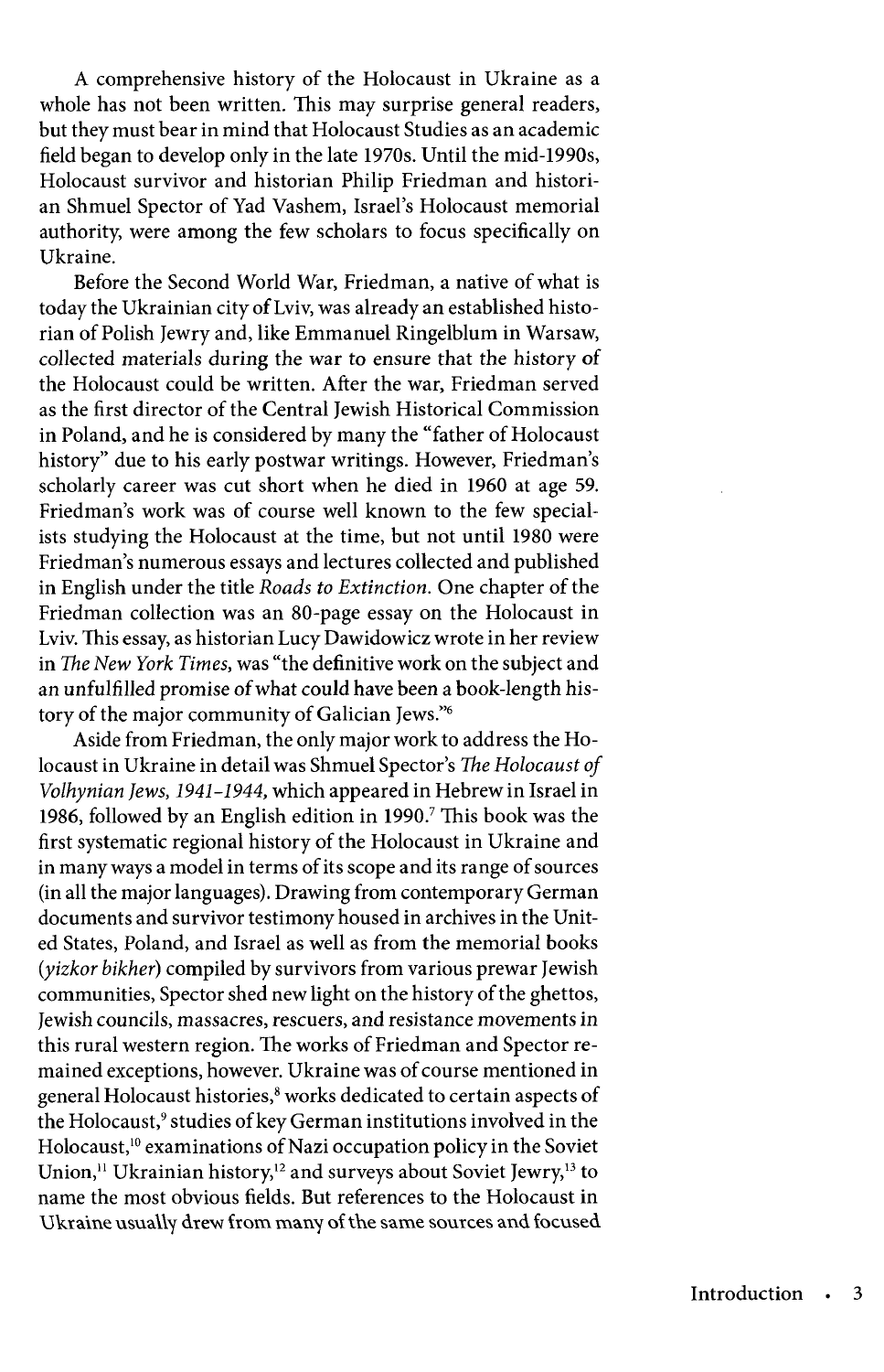A comprehensive history of the Holocaust in Ukraine as a whole has not been written. This may surprise general readers, but they must bear in mind that Holocaust Studies as an academic field began to develop only in the late 1970s. Until the mid-1990s, Holocaust survivor and historian Philip Friedman and historian Shmuel Spector of Yad Vashem, Israel's Holocaust memorial authority, were among the few scholars to focus specifically on Ukraine.

Before the Second World War, Friedman, a native of what is today the Ukrainian city of Lviv, was already an established historian of Polish Jewry and, like Emmanuel Ringelblum in Warsaw, collected materials during the war to ensure that the history of the Holocaust could be written. After the war, Friedman served as the first director of the Central Jewish Historical Commission in Poland, and he is considered by many the "father of Holocaust history" due to his early postwar writings. However, Friedman's scholarly career was cut short when he died in 1960 at age 59. Friedman's work was of course well known to the few specialists studying the Holocaust at the time, but not until 1980 were Friedman's numerous essays and lectures collected and published in English under the title *Roads to Extinction.* One chapter of the Friedman collection was an 80-page essay on the Holocaust in Lviv. This essay, as historian Lucy Dawidowicz wrote in her review in *The New York Times,* was "the definitive work on the subject and an unfulfilled promise of what could have been a book-length history of the major community of Galician Jews."[6]

Aside from Friedman, the only major work to address the Holocaust in Ukraine in detail was Shmuel Spector's *The Holocaust of Volhynian Jews, 1941–1944,* which appeared in Hebrew in Israel in 1986, followed by an English edition in 1990.[7] This book was the first systematic regional history of the Holocaust in Ukraine and in many ways a model in terms of its scope and its range of sources (in all the major languages). Drawing from contemporary German documents and survivor testimony housed in archives in the United States, Poland, and Israel as well as from the memorial books (*yizkor bikher*) compiled by survivors from various prewar Jewish communities, Spector shed new light on the history of the ghettos, Jewish councils, massacres, rescuers, and resistance movements in this rural western region. The works of Friedman and Spector remained exceptions, however. Ukraine was of course mentioned in general Holocaust histories,[8] works dedicated to certain aspects of the Holocaust,[9] studies of key German institutions involved in the Holocaust,[10] examinations of Nazi occupation policy in the Soviet Union,[11] Ukrainian history,[12] and surveys about Soviet Jewry,[13] to name the most obvious fields. But references to the Holocaust in Ukraine usually drew from many of the same sources and focused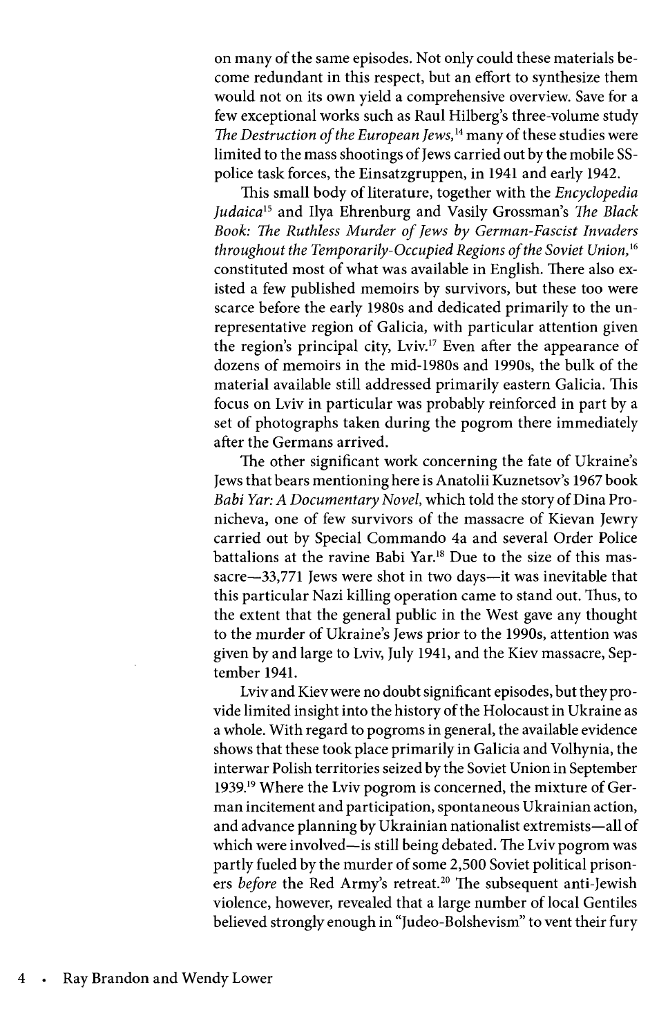on many of the same episodes. Not only could these materials become redundant in this respect, but an effort to synthesize them would not on its own yield a comprehensive overview. Save for a few exceptional works such as Raul Hilberg's three-volume study *The Destruction of the European Jews,*[14] many of these studies were limited to the mass shootings of Jews carried out by the mobile SS-police task forces, the Einsatzgruppen, in 1941 and early 1942.

This small body of literature, together with the *Encyclopedia Judaica*[15] and Ilya Ehrenburg and Vasily Grossman's *The Black Book: The Ruthless Murder of Jews by German-Fascist Invaders throughout the Temporarily-Occupied Regions of the Soviet Union,*[16] constituted most of what was available in English. There also existed a few published memoirs by survivors, but these too were scarce before the early 1980s and dedicated primarily to the unrepresentative region of Galicia, with particular attention given the region's principal city, Lviv.[17] Even after the appearance of dozens of memoirs in the mid-1980s and 1990s, the bulk of the material available still addressed primarily eastern Galicia. This focus on Lviv in particular was probably reinforced in part by a set of photographs taken during the pogrom there immediately after the Germans arrived.

The other significant work concerning the fate of Ukraine's Jews that bears mentioning here is Anatolii Kuznetsov's 1967 book *Babi Yar: A Documentary Novel,* which told the story of Dina Pronicheva, one of few survivors of the massacre of Kievan Jewry carried out by Special Commando 4a and several Order Police battalions at the ravine Babi Yar.[18] Due to the size of this massacre—33,771 Jews were shot in two days—it was inevitable that this particular Nazi killing operation came to stand out. Thus, to the extent that the general public in the West gave any thought to the murder of Ukraine's Jews prior to the 1990s, attention was given by and large to Lviv, July 1941, and the Kiev massacre, September 1941.

Lviv and Kiev were no doubt significant episodes, but they provide limited insight into the history of the Holocaust in Ukraine as a whole. With regard to pogroms in general, the available evidence shows that these took place primarily in Galicia and Volhynia, the interwar Polish territories seized by the Soviet Union in September 1939.[19] Where the Lviv pogrom is concerned, the mixture of German incitement and participation, spontaneous Ukrainian action, and advance planning by Ukrainian nationalist extremists—all of which were involved—is still being debated. The Lviv pogrom was partly fueled by the murder of some 2,500 Soviet political prisoners *before* the Red Army's retreat.[20] The subsequent anti-Jewish violence, however, revealed that a large number of local Gentiles believed strongly enough in "Judeo-Bolshevism" to vent their fury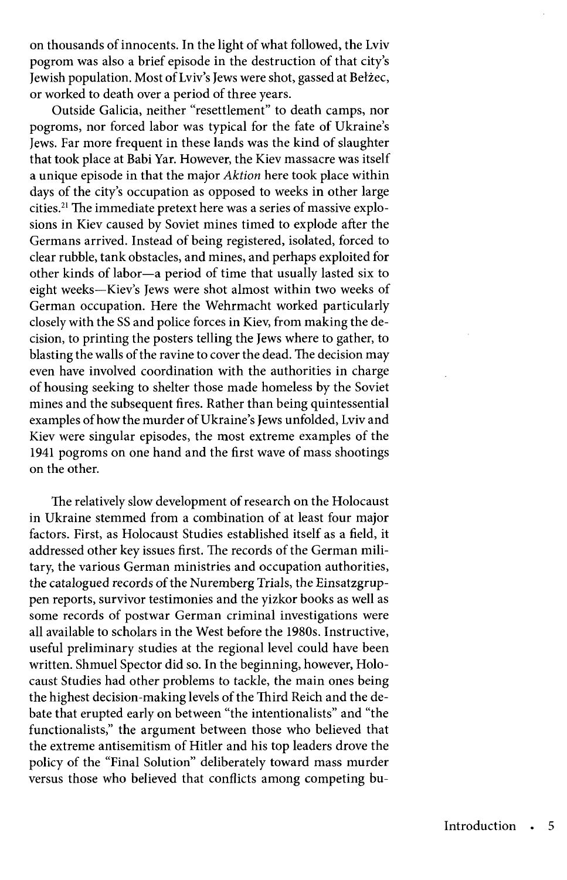on thousands of innocents. In the light of what followed, the Lviv pogrom was also a brief episode in the destruction of that city's Jewish population. Most of Lviv's Jews were shot, gassed at Bełżec, or worked to death over a period of three years.

Outside Galicia, neither "resettlement" to death camps, nor pogroms, nor forced labor was typical for the fate of Ukraine's Jews. Far more frequent in these lands was the kind of slaughter that took place at Babi Yar. However, the Kiev massacre was itself a unique episode in that the major *Aktion* here took place within days of the city's occupation as opposed to weeks in other large cities.[21] The immediate pretext here was a series of massive explosions in Kiev caused by Soviet mines timed to explode after the Germans arrived. Instead of being registered, isolated, forced to clear rubble, tank obstacles, and mines, and perhaps exploited for other kinds of labor—a period of time that usually lasted six to eight weeks—Kiev's Jews were shot almost within two weeks of German occupation. Here the Wehrmacht worked particularly closely with the SS and police forces in Kiev, from making the decision, to printing the posters telling the Jews where to gather, to blasting the walls of the ravine to cover the dead. The decision may even have involved coordination with the authorities in charge of housing seeking to shelter those made homeless by the Soviet mines and the subsequent fires. Rather than being quintessential examples of how the murder of Ukraine's Jews unfolded, Lviv and Kiev were singular episodes, the most extreme examples of the 1941 pogroms on one hand and the first wave of mass shootings on the other.

The relatively slow development of research on the Holocaust in Ukraine stemmed from a combination of at least four major factors. First, as Holocaust Studies established itself as a field, it addressed other key issues first. The records of the German military, the various German ministries and occupation authorities, the catalogued records of the Nuremberg Trials, the Einsatzgruppen reports, survivor testimonies and the yizkor books as well as some records of postwar German criminal investigations were all available to scholars in the West before the 1980s. Instructive, useful preliminary studies at the regional level could have been written. Shmuel Spector did so. In the beginning, however, Holocaust Studies had other problems to tackle, the main ones being the highest decision-making levels of the Third Reich and the debate that erupted early on between "the intentionalists" and "the functionalists," the argument between those who believed that the extreme antisemitism of Hitler and his top leaders drove the policy of the "Final Solution" deliberately toward mass murder versus those who believed that conflicts among competing bu-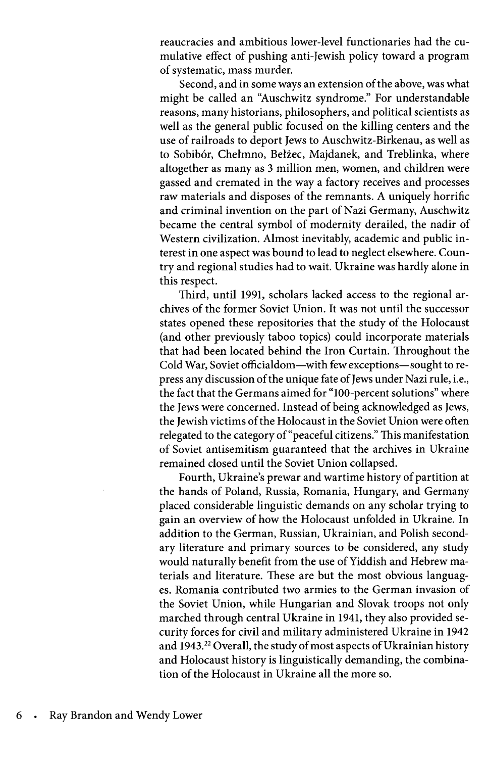reaucracies and ambitious lower-level functionaries had the cumulative effect of pushing anti-Jewish policy toward a program of systematic, mass murder.

Second, and in some ways an extension of the above, was what might be called an "Auschwitz syndrome." For understandable reasons, many historians, philosophers, and political scientists as well as the general public focused on the killing centers and the use of railroads to deport Jews to Auschwitz-Birkenau, as well as to Sobibór, Chełmno, Bełżec, Majdanek, and Treblinka, where altogether as many as 3 million men, women, and children were gassed and cremated in the way a factory receives and processes raw materials and disposes of the remnants. A uniquely horrific and criminal invention on the part of Nazi Germany, Auschwitz became the central symbol of modernity derailed, the nadir of Western civilization. Almost inevitably, academic and public interest in one aspect was bound to lead to neglect elsewhere. Country and regional studies had to wait. Ukraine was hardly alone in this respect.

Third, until 1991, scholars lacked access to the regional archives of the former Soviet Union. It was not until the successor states opened these repositories that the study of the Holocaust (and other previously taboo topics) could incorporate materials that had been located behind the Iron Curtain. Throughout the Cold War, Soviet officialdom—with few exceptions—sought to repress any discussion of the unique fate of Jews under Nazi rule, i.e., the fact that the Germans aimed for "100-percent solutions" where the Jews were concerned. Instead of being acknowledged as Jews, the Jewish victims of the Holocaust in the Soviet Union were often relegated to the category of "peaceful citizens." This manifestation of Soviet antisemitism guaranteed that the archives in Ukraine remained closed until the Soviet Union collapsed.

Fourth, Ukraine's prewar and wartime history of partition at the hands of Poland, Russia, Romania, Hungary, and Germany placed considerable linguistic demands on any scholar trying to gain an overview of how the Holocaust unfolded in Ukraine. In addition to the German, Russian, Ukrainian, and Polish secondary literature and primary sources to be considered, any study would naturally benefit from the use of Yiddish and Hebrew materials and literature. These are but the most obvious languages. Romania contributed two armies to the German invasion of the Soviet Union, while Hungarian and Slovak troops not only marched through central Ukraine in 1941, they also provided security forces for civil and military administered Ukraine in 1942 and 1943.[22] Overall, the study of most aspects of Ukrainian history and Holocaust history is linguistically demanding, the combination of the Holocaust in Ukraine all the more so.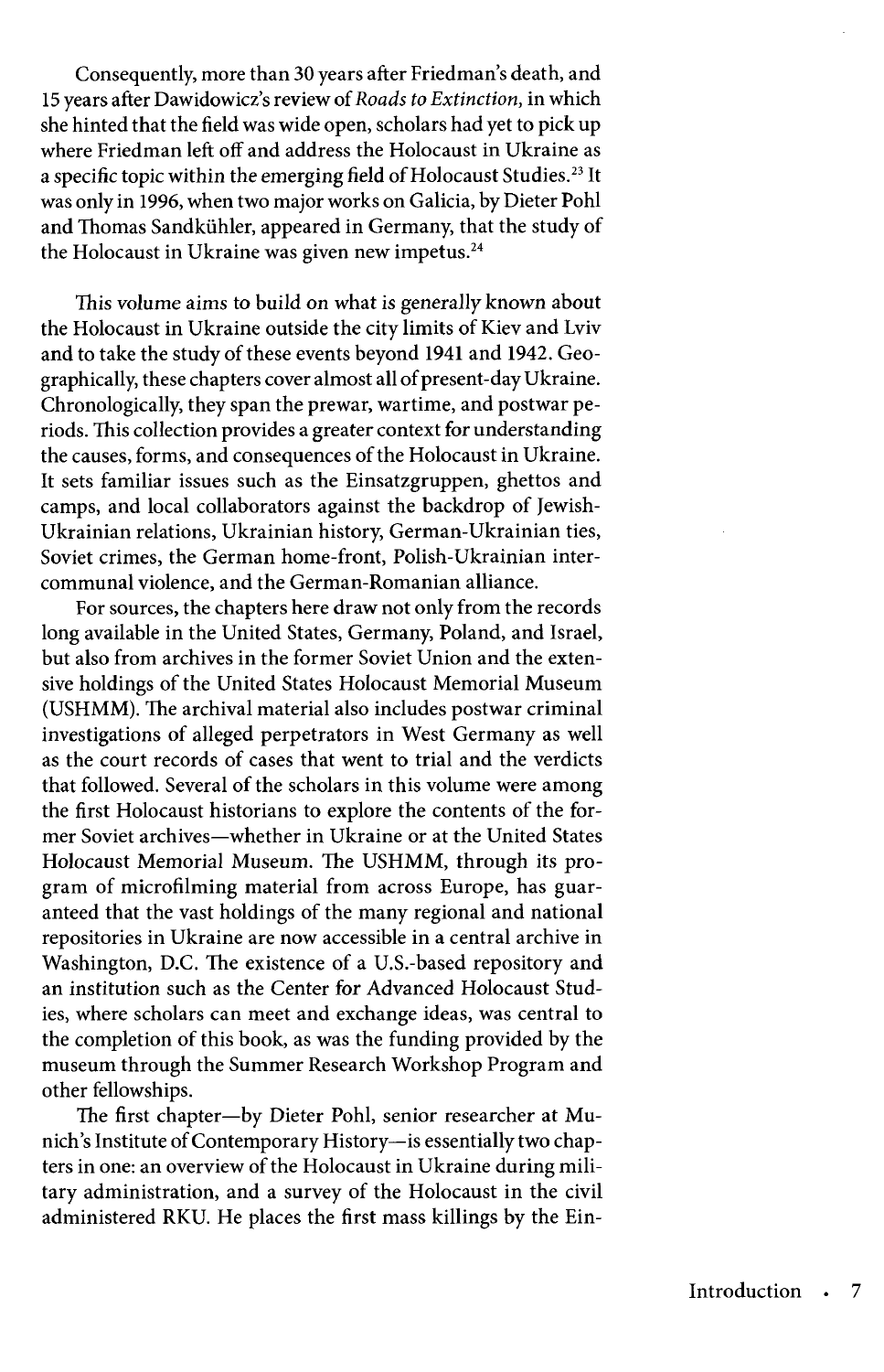Consequently, more than 30 years after Friedman's death, and 15 years after Dawidowicz's review of *Roads to Extinction,* in which she hinted that the field was wide open, scholars had yet to pick up where Friedman left off and address the Holocaust in Ukraine as a specific topic within the emerging field of Holocaust Studies.[23] It was only in 1996, when two major works on Galicia, by Dieter Pohl and Thomas Sandkühler, appeared in Germany, that the study of the Holocaust in Ukraine was given new impetus.[24]

This volume aims to build on what is generally known about the Holocaust in Ukraine outside the city limits of Kiev and Lviv and to take the study of these events beyond 1941 and 1942. Geographically, these chapters cover almost all of present-day Ukraine. Chronologically, they span the prewar, wartime, and postwar periods. This collection provides a greater context for understanding the causes, forms, and consequences of the Holocaust in Ukraine. It sets familiar issues such as the Einsatzgruppen, ghettos and camps, and local collaborators against the backdrop of Jewish-Ukrainian relations, Ukrainian history, German-Ukrainian ties, Soviet crimes, the German home-front, Polish-Ukrainian intercommunal violence, and the German-Romanian alliance.

For sources, the chapters here draw not only from the records long available in the United States, Germany, Poland, and Israel, but also from archives in the former Soviet Union and the extensive holdings of the United States Holocaust Memorial Museum (USHMM). The archival material also includes postwar criminal investigations of alleged perpetrators in West Germany as well as the court records of cases that went to trial and the verdicts that followed. Several of the scholars in this volume were among the first Holocaust historians to explore the contents of the former Soviet archives—whether in Ukraine or at the United States Holocaust Memorial Museum. The USHMM, through its program of microfilming material from across Europe, has guaranteed that the vast holdings of the many regional and national repositories in Ukraine are now accessible in a central archive in Washington, D.C. The existence of a U.S.-based repository and an institution such as the Center for Advanced Holocaust Studies, where scholars can meet and exchange ideas, was central to the completion of this book, as was the funding provided by the museum through the Summer Research Workshop Program and other fellowships.

The first chapter—by Dieter Pohl, senior researcher at Munich's Institute of Contemporary History—is essentially two chapters in one: an overview of the Holocaust in Ukraine during military administration, and a survey of the Holocaust in the civil administered RKU. He places the first mass killings by the Ein-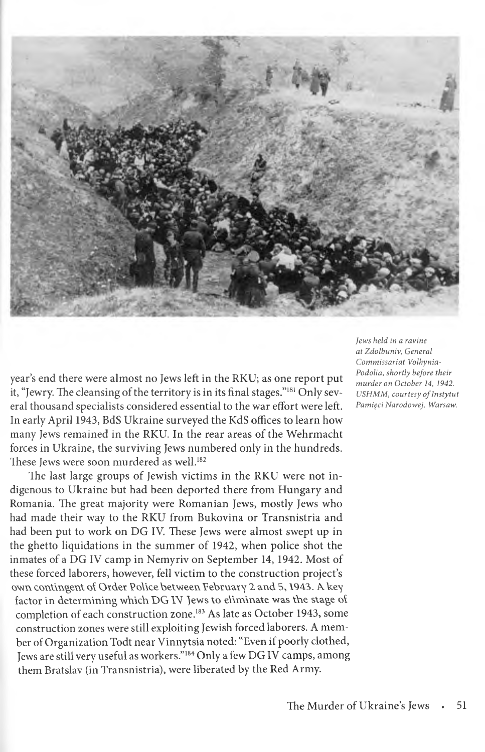*Jews held in a ravine at Zdolbuniv, General Commissariat Volhynia-Podolia, shortly before their murder on October 14, 1942. USHMM, courtesy of Instytut Pamięci Narodowej, Warsaw.*

year's end there were almost no Jews left in the RKU; as one report put it, "Jewry. The cleansing of the territory is in its final stages."[181] Only several thousand specialists considered essential to the war effort were left. In early April 1943, BdS Ukraine surveyed the KdS offices to learn how many Jews remained in the RKU. In the rear areas of the Wehrmacht forces in Ukraine, the surviving Jews numbered only in the hundreds. These Jews were soon murdered as well.[182]

The last large groups of Jewish victims in the RKU were not indigenous to Ukraine but had been deported there from Hungary and Romania. The great majority were Romanian Jews, mostly Jews who had made their way to the RKU from Bukovina or Transnistria and had been put to work on DG IV. These Jews were almost swept up in the ghetto liquidations in the summer of 1942, when police shot the inmates of a DG IV camp in Nemyriv on September 14, 1942. Most of these forced laborers, however, fell victim to the construction project's own contingent of Order Police between February 2 and 5, 1943. A key factor in determining which DG IV Jews to eliminate was the stage of completion of each construction zone.[183] As late as October 1943, some construction zones were still exploiting Jewish forced laborers. A member of Organization Todt near Vinnytsia noted: "Even if poorly clothed, Jews are still very useful as workers."[184] Only a few DG IV camps, among them Bratslav (in Transnistria), were liberated by the Red Army.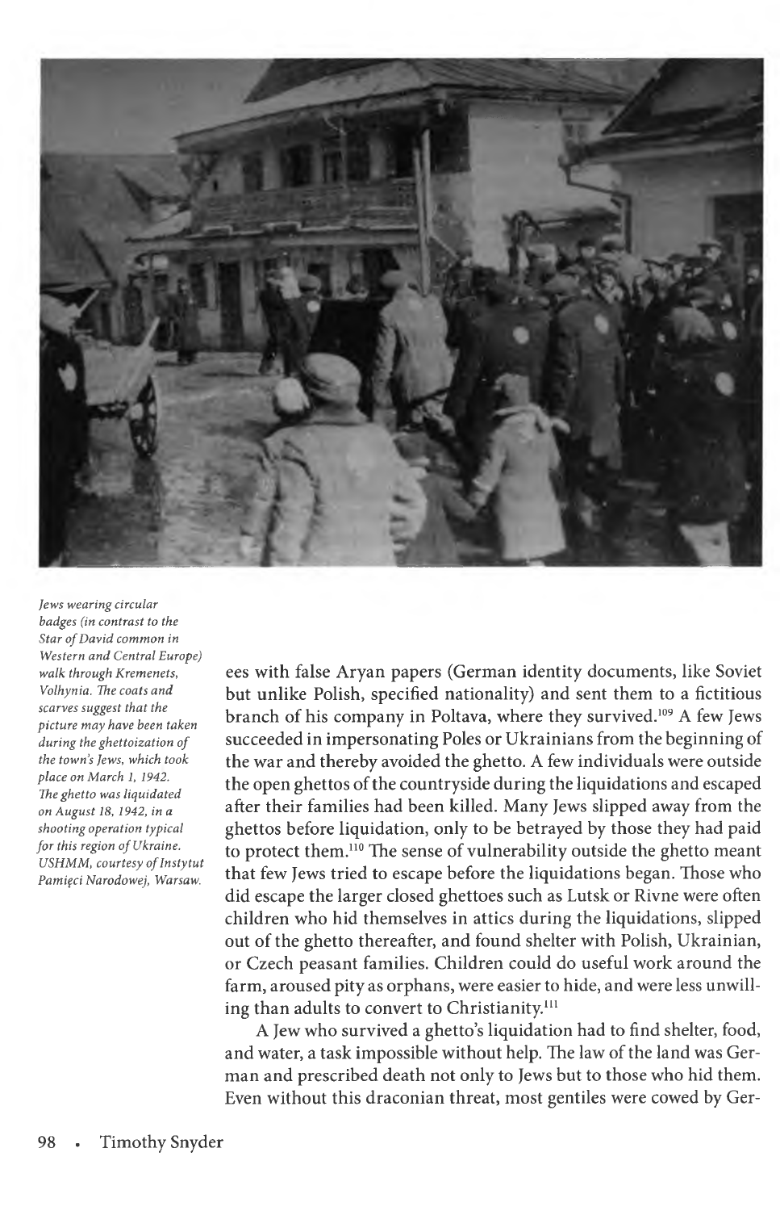*Jews wearing circular badges (in contrast to the Star of David common in Western and Central Europe) walk through Kremenets, Volhynia. The coats and scarves suggest that the picture may have been taken during the ghettoization of the town's Jews, which took place on March 1, 1942. The ghetto was liquidated on August 18, 1942, in a shooting operation typical for this region of Ukraine. USHMM, courtesy of Instytut Pamięci Narodowej, Warsaw.*

ees with false Aryan papers (German identity documents, like Soviet but unlike Polish, specified nationality) and sent them to a fictitious branch of his company in Poltava, where they survived.[109] A few Jews succeeded in impersonating Poles or Ukrainians from the beginning of the war and thereby avoided the ghetto. A few individuals were outside the open ghettos of the countryside during the liquidations and escaped after their families had been killed. Many Jews slipped away from the ghettos before liquidation, only to be betrayed by those they had paid to protect them.[110] The sense of vulnerability outside the ghetto meant that few Jews tried to escape before the liquidations began. Those who did escape the larger closed ghettoes such as Lutsk or Rivne were often children who hid themselves in attics during the liquidations, slipped out of the ghetto thereafter, and found shelter with Polish, Ukrainian, or Czech peasant families. Children could do useful work around the farm, aroused pity as orphans, were easier to hide, and were less unwilling than adults to convert to Christianity.[111]

A Jew who survived a ghetto's liquidation had to find shelter, food, and water, a task impossible without help. The law of the land was German and prescribed death not only to Jews but to those who hid them. Even without this draconian threat, most gentiles were cowed by Ger-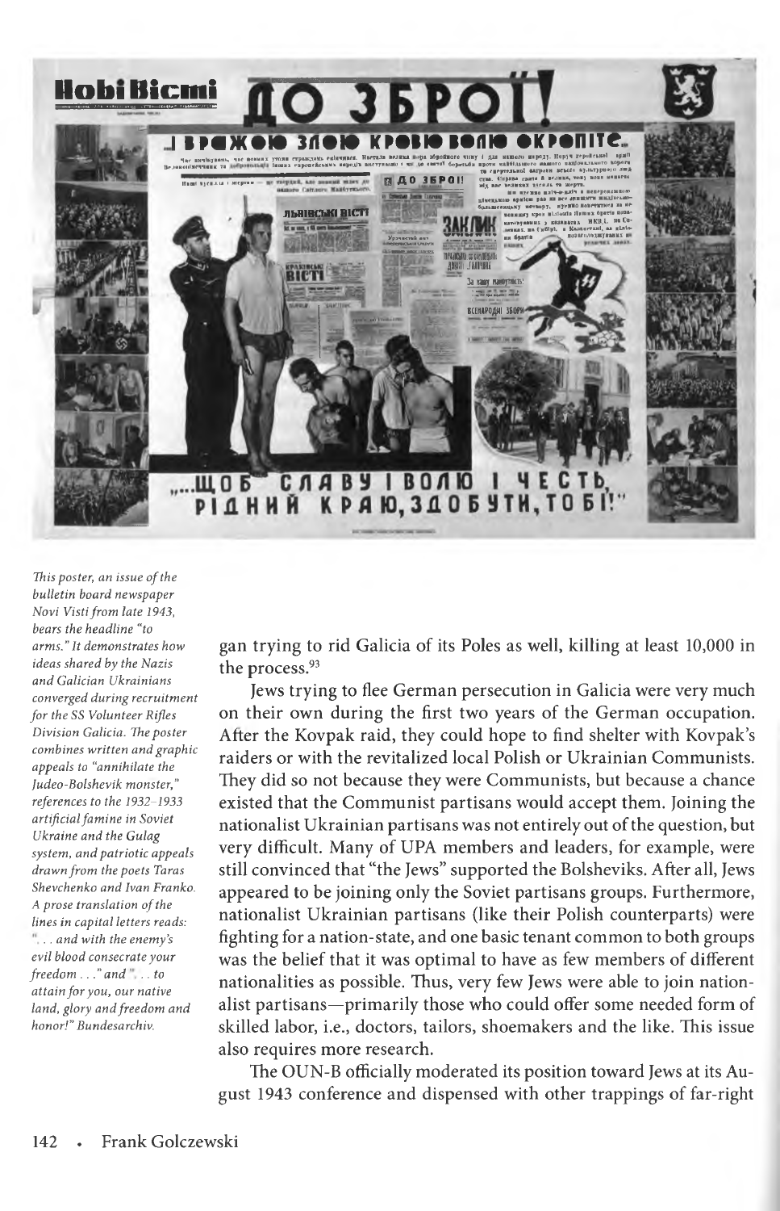*This poster, an issue of the bulletin board newspaper Novi Visti from late 1943, bears the headline "to arms." It demonstrates how ideas shared by the Nazis and Galician Ukrainians converged during recruitment for the SS Volunteer Rifles Division Galicia. The poster combines written and graphic appeals to "annihilate the Judeo-Bolshevik monster," references to the 1932–1933 artificial famine in Soviet Ukraine and the Gulag system, and patriotic appeals drawn from the poets Taras Shevchenko and Ivan Franko. A prose translation of the lines in capital letters reads: ". . . and with the enemy's evil blood consecrate your freedom . . ." and ". . . to attain for you, our native land, glory and freedom and honor!" Bundesarchiv.*

gan trying to rid Galicia of its Poles as well, killing at least 10,000 in the process.[93]

Jews trying to flee German persecution in Galicia were very much on their own during the first two years of the German occupation. After the Kovpak raid, they could hope to find shelter with Kovpak's raiders or with the revitalized local Polish or Ukrainian Communists. They did so not because they were Communists, but because a chance existed that the Communist partisans would accept them. Joining the nationalist Ukrainian partisans was not entirely out of the question, but very difficult. Many of UPA members and leaders, for example, were still convinced that "the Jews" supported the Bolsheviks. After all, Jews appeared to be joining only the Soviet partisans groups. Furthermore, nationalist Ukrainian partisans (like their Polish counterparts) were fighting for a nation-state, and one basic tenant common to both groups was the belief that it was optimal to have as few members of different nationalities as possible. Thus, very few Jews were able to join nationalist partisans—primarily those who could offer some needed form of skilled labor, i.e., doctors, tailors, shoemakers and the like. This issue also requires more research.

The OUN-B officially moderated its position toward Jews at its August 1943 conference and dispensed with other trappings of far-right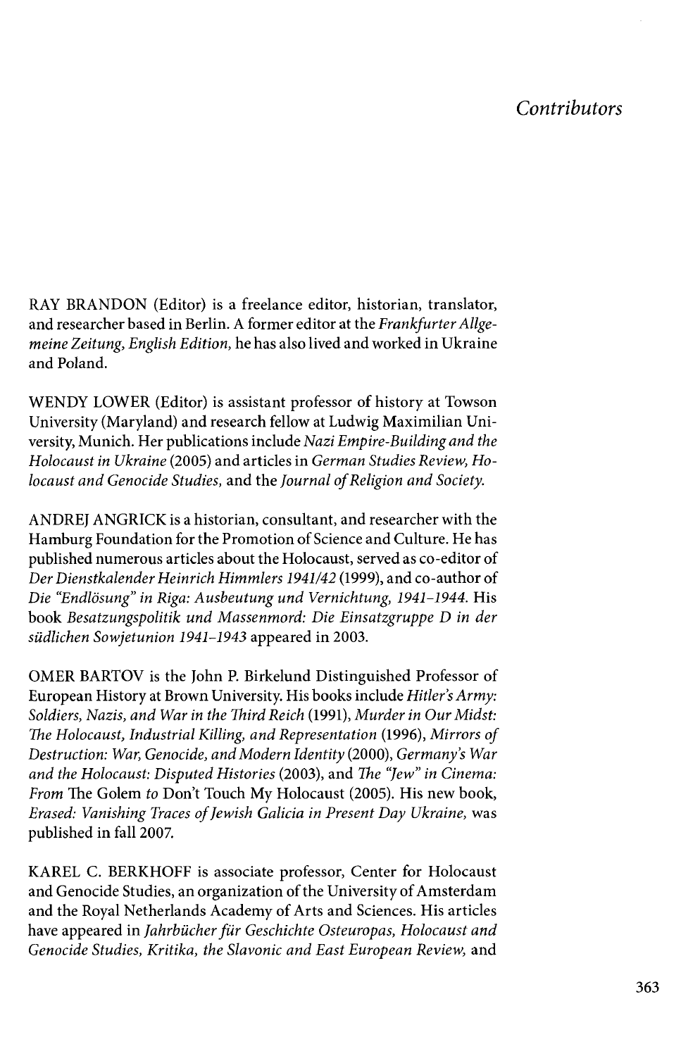# Contributors

RAY BRANDON (Editor) is a freelance editor, historian, translator, and researcher based in Berlin. A former editor at the *Frankfurter Allgemeine Zeitung, English Edition,* he has also lived and worked in Ukraine and Poland.

WENDY LOWER (Editor) is assistant professor of history at Towson University (Maryland) and research fellow at Ludwig Maximilian University, Munich. Her publications include *Nazi Empire-Building and the Holocaust in Ukraine* (2005) and articles in *German Studies Review, Holocaust and Genocide Studies,* and the *Journal of Religion and Society.*

ANDREJ ANGRICK is a historian, consultant, and researcher with the Hamburg Foundation for the Promotion of Science and Culture. He has published numerous articles about the Holocaust, served as co-editor of *Der Dienstkalender Heinrich Himmlers 1941/42* (1999), and co-author of *Die "Endlösung" in Riga: Ausbeutung und Vernichtung, 1941–1944.* His book *Besatzungspolitik und Massenmord: Die Einsatzgruppe D in der südlichen Sowjetunion 1941–1943* appeared in 2003.

OMER BARTOV is the John P. Birkelund Distinguished Professor of European History at Brown University. His books include *Hitler's Army: Soldiers, Nazis, and War in the Third Reich* (1991), *Murder in Our Midst: The Holocaust, Industrial Killing, and Representation* (1996), *Mirrors of Destruction: War, Genocide, and Modern Identity* (2000), *Germany's War and the Holocaust: Disputed Histories* (2003), and *The "Jew" in Cinema: From* The Golem *to* Don't Touch My Holocaust (2005). His new book, *Erased: Vanishing Traces of Jewish Galicia in Present Day Ukraine,* was published in fall 2007.

KAREL C. BERKHOFF is associate professor, Center for Holocaust and Genocide Studies, an organization of the University of Amsterdam and the Royal Netherlands Academy of Arts and Sciences. His articles have appeared in *Jahrbücher für Geschichte Osteuropas, Holocaust and Genocide Studies, Kritika, the Slavonic and East European Review,* and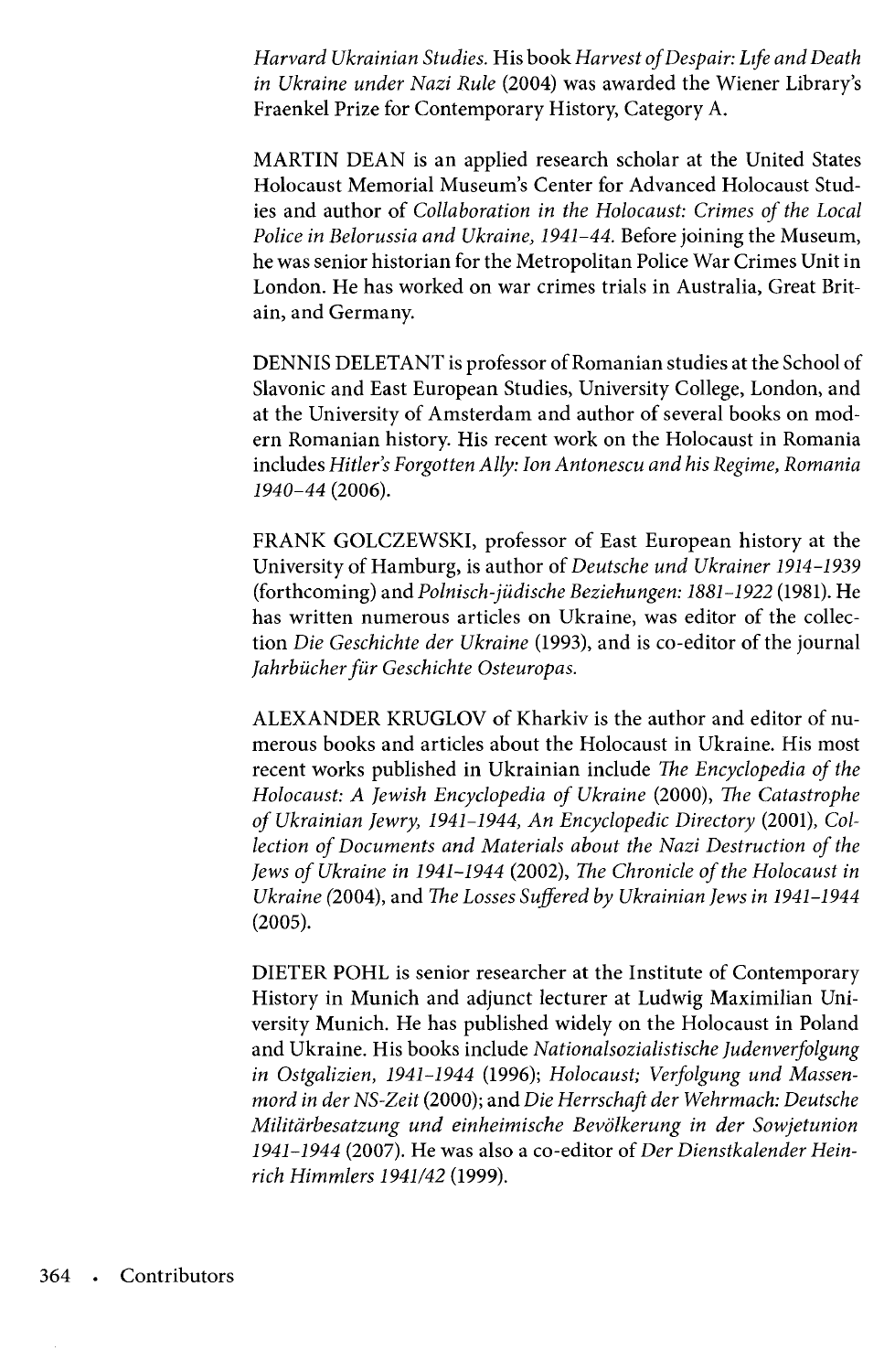*Harvard Ukrainian Studies.* His book *Harvest of Despair: Life and Death in Ukraine under Nazi Rule* (2004) was awarded the Wiener Library's Fraenkel Prize for Contemporary History, Category A.

MARTIN DEAN is an applied research scholar at the United States Holocaust Memorial Museum's Center for Advanced Holocaust Studies and author of *Collaboration in the Holocaust: Crimes of the Local Police in Belorussia and Ukraine, 1941–44.* Before joining the Museum, he was senior historian for the Metropolitan Police War Crimes Unit in London. He has worked on war crimes trials in Australia, Great Britain, and Germany.

DENNIS DELETANT is professor of Romanian studies at the School of Slavonic and East European Studies, University College, London, and at the University of Amsterdam and author of several books on modern Romanian history. His recent work on the Holocaust in Romania includes *Hitler's Forgotten Ally: Ion Antonescu and his Regime, Romania 1940–44* (2006).

FRANK GOLCZEWSKI, professor of East European history at the University of Hamburg, is author of *Deutsche und Ukrainer 1914–1939* (forthcoming) and *Polnisch-jüdische Beziehungen: 1881–1922* (1981). He has written numerous articles on Ukraine, was editor of the collection *Die Geschichte der Ukraine* (1993), and is co-editor of the journal *Jahrbücher für Geschichte Osteuropas.*

ALEXANDER KRUGLOV of Kharkiv is the author and editor of numerous books and articles about the Holocaust in Ukraine. His most recent works published in Ukrainian include *The Encyclopedia of the Holocaust: A Jewish Encyclopedia of Ukraine* (2000), *The Catastrophe of Ukrainian Jewry, 1941–1944, An Encyclopedic Directory* (2001), *Collection of Documents and Materials about the Nazi Destruction of the Jews of Ukraine in 1941–1944* (2002), *The Chronicle of the Holocaust in Ukraine* (2004), and *The Losses Suffered by Ukrainian Jews in 1941–1944* (2005).

DIETER POHL is senior researcher at the Institute of Contemporary History in Munich and adjunct lecturer at Ludwig Maximilian University Munich. He has published widely on the Holocaust in Poland and Ukraine. His books include *Nationalsozialistische Judenverfolgung in Ostgalizien, 1941–1944* (1996); *Holocaust; Verfolgung und Massenmord in der NS-Zeit* (2000); and *Die Herrschaft der Wehrmach: Deutsche Militärbesatzung und einheimische Bevölkerung in der Sowjetunion 1941–1944* (2007). He was also a co-editor of *Der Dienstkalender Heinrich Himmlers 1941/42* (1999).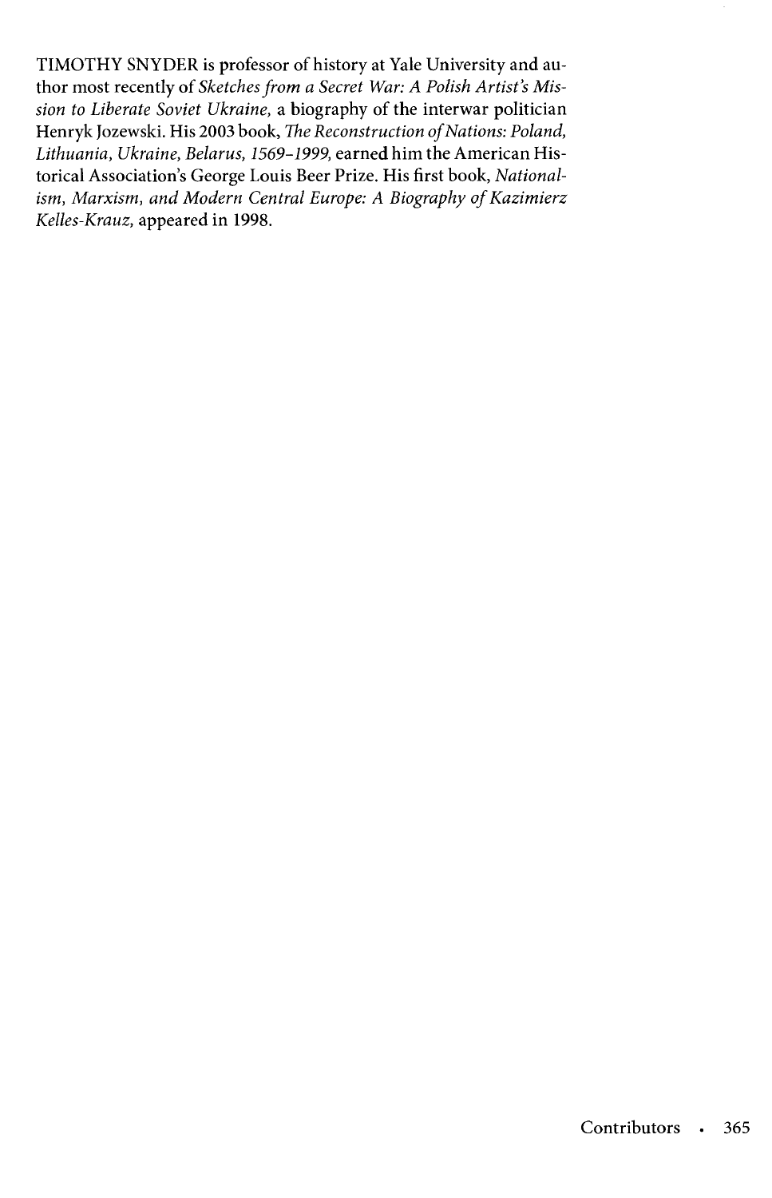TIMOTHY SNYDER is professor of history at Yale University and author most recently of *Sketches from a Secret War: A Polish Artist's Mission to Liberate Soviet Ukraine,* a biography of the interwar politician Henryk Jozewski. His 2003 book, *The Reconstruction of Nations: Poland, Lithuania, Ukraine, Belarus, 1569–1999,* earned him the American Historical Association's George Louis Beer Prize. His first book, *Nationalism, Marxism, and Modern Central Europe: A Biography of Kazimierz Kelles-Krauz,* appeared in 1998.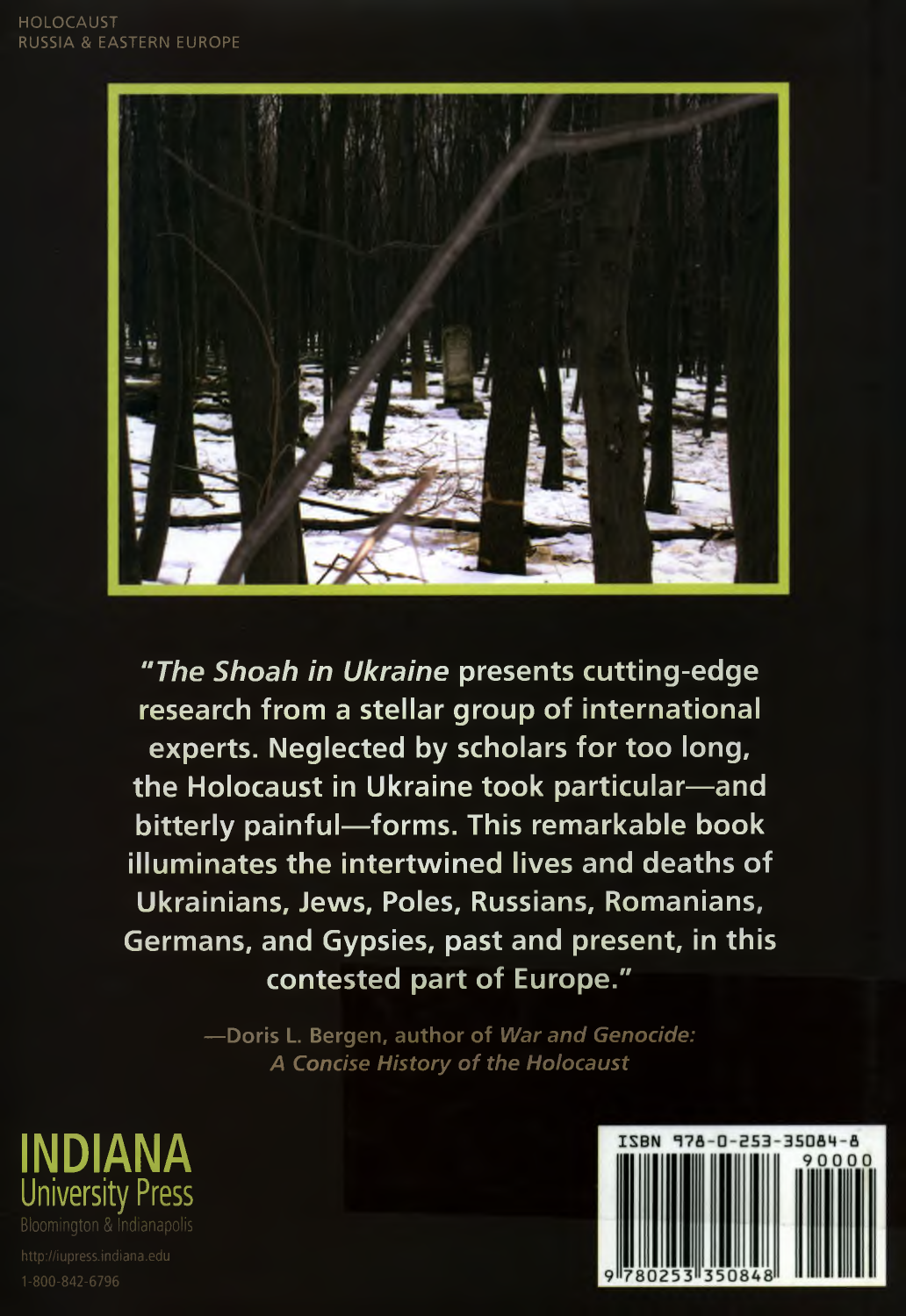HOLOCAUST
RUSSIA & EASTERN EUROPE

"*The Shoah in Ukraine* presents cutting-edge research from a stellar group of international experts. Neglected by scholars for too long, the Holocaust in Ukraine took particular—and bitterly painful—forms. This remarkable book illuminates the intertwined lives and deaths of Ukrainians, Jews, Poles, Russians, Romanians, Germans, and Gypsies, past and present, in this contested part of Europe."

—Doris L. Bergen, author of *War and Genocide: A Concise History of the Holocaust*

**INDIANA**
University Press
Bloomington & Indianapolis

http://iupress.indiana.edu
1-800-842-6796

ISBN 978-0-253-35084-8
90000
9 780253 350848